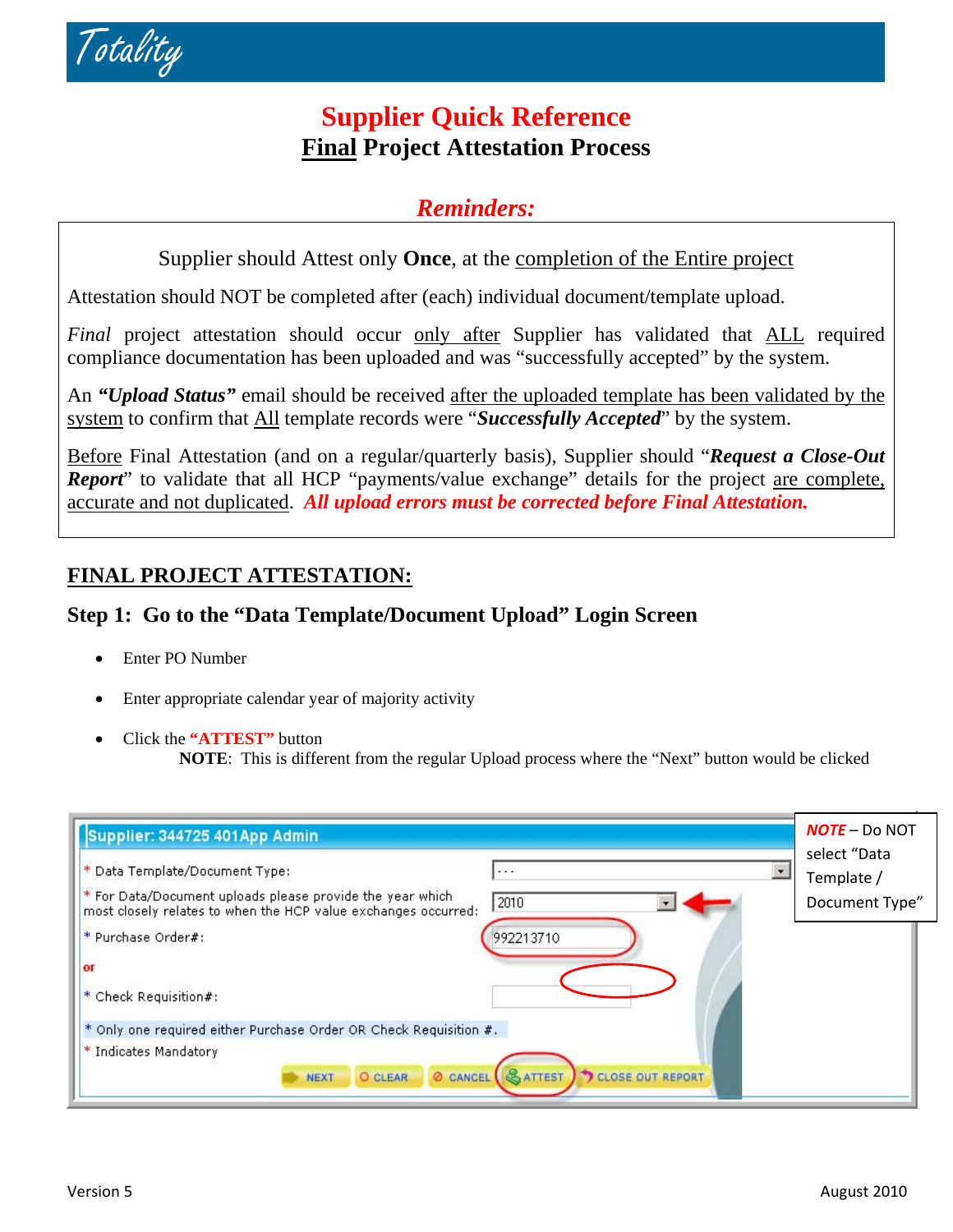Totality

# Supplier Quick Reference

## Final Project Attestation Process

### *Reminders:*

Supplier should Attest only **Once**, at the completion of the Entire project

Attestation should NOT be completed after (each) individual document/template upload.

*Final* project attestation should occur only after Supplier has validated that ALL required compliance documentation has been uploaded and was "successfully accepted" by the system.

An ***"Upload Status"*** email should be received after the uploaded template has been validated by the system to confirm that All template records were "***Successfully Accepted***" by the system.

Before Final Attestation (and on a regular/quarterly basis), Supplier should "***Request a Close-Out Report***" to validate that all HCP "payments/value exchange" details for the project are complete, accurate and not duplicated. ***All upload errors must be corrected before Final Attestation.***

## FINAL PROJECT ATTESTATION:

### Step 1: Go to the "Data Template/Document Upload" Login Screen

- Enter PO Number
- Enter appropriate calendar year of majority activity
- Click the **"ATTEST"** button

  **NOTE**: This is different from the regular Upload process where the "Next" button would be clicked

Supplier: 344725 401App Admin

\* Data Template/Document Type: ---

\* For Data/Document uploads please provide the year which most closely relates to when the HCP value exchanges occurred: 2010

\* Purchase Order#: 992213710

or

\* Check Requisition#:

\* Only one required either Purchase Order OR Check Requisition #.

\* Indicates Mandatory

NEXT | CLEAR | CANCEL | ATTEST | CLOSE OUT REPORT

*NOTE* – Do NOT select "Data Template / Document Type"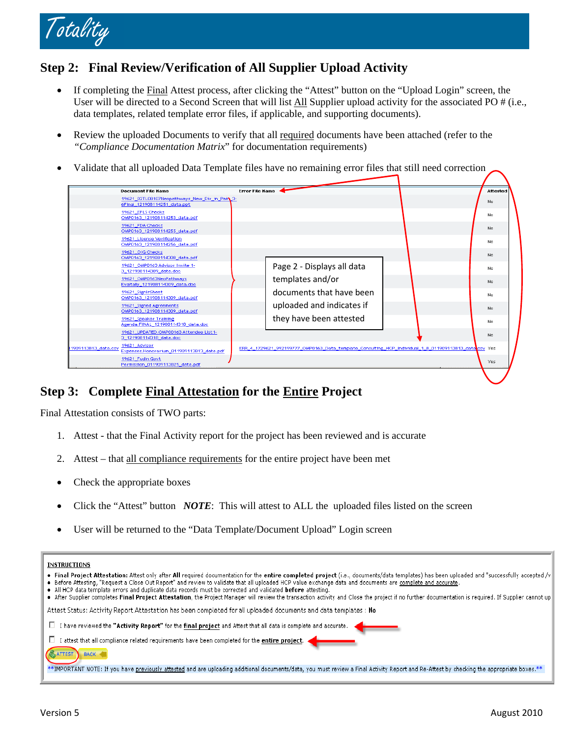## Step 2: Final Review/Verification of All Supplier Upload Activity

- If completing the Final Attest process, after clicking the "Attest" button on the "Upload Login" screen, the User will be directed to a Second Screen that will list All Supplier upload activity for the associated PO # (i.e., data templates, related template error files, if applicable, and supporting documents).
- Review the uploaded Documents to verify that all required documents have been attached (refer to the *"Compliance Documentation Matrix"* for documentation requirements)
- Validate that all uploaded Data Template files have no remaining error files that still need correction

| | Document File Name | Error File Name | Attested |
|---|---|---|---|
| | 19621_02TL08107Neopathways_New_Dir_in_Pain_3-6Final_121908114251_data.ppt | | No |
| | 19621_EPLS Checks OMP0163_121908114253_data.pdf | | No |
| | 19621_FDA Checks OMP0163_121908114255_data.pdf | | No |
| | 19621_License Verification OMP0163_121908114256_data.pdf | | No |
| | 19621_OIG Checks OMP0163_121908114308_data.pdf | | No |
| | 19621_OMP0163 Advisor Invite 1-3_121908114309_data.doc | | No |
| | 19621_OMP0163NeoPathways Evaitally_121908114309_data.doc | | No |
| | 19621_SignInSheet OMP0163_121908114309_data.pdf | | No |
| | 19621_Signed Agreements OMP0163_121908114309_data.pdf | | No |
| | 19621_Speaker Training Agenda FINAL_121908114318_data.doc | | No |
| | 19621_UPDATED OMP00163 Attendee List 1-3_121908114318_data.doc | | No |
| 1909113813_data.csv | 19621_Advisor Expenses.Honorarium_011909113813_data.pdf | ERR_4_1729621_992199777_OMP0163_Data_template_Consulting_HCP_Individual_1_8_011909113813_data.csv | Yes |
| | 19621_Fudin Govt Permission_011909113825_data.pdf | | Yes |

Page 2 - Displays all data templates and/or documents that have been uploaded and indicates if they have been attested

## Step 3: Complete Final Attestation for the Entire Project

Final Attestation consists of TWO parts:

1. Attest - that the Final Activity report for the project has been reviewed and is accurate
2. Attest – that all compliance requirements for the entire project have been met

- Check the appropriate boxes
- Click the "Attest" button ***NOTE***: This will attest to ALL the uploaded files listed on the screen
- User will be returned to the "Data Template/Document Upload" Login screen

**INSTRUCTIONS**

- **Final Project Attestation:** Attest only after **All** required documentation for the **entire completed project** (i.e., documents/data templates) has been uploaded and "successfully accepted /v
- Before Attesting, "Request a Close Out Report" and review to validate that all uploaded HCP value exchange data and documents are complete and accurate.
- All HCP data template errors and duplicate data records must be corrected and validated **before** attesting.
- After Supplier completes **Final Project Attestation**, the Project Manager will review the transaction activity and Close the project if no further documentation is required. If Supplier cannot up

Attest Status: Activity Report Attestation has been completed for all uploaded documents and data templates : **No**

☐ I have reviewed the **"Activity Report"** for the **final project** and Attest that all data is complete and accurate.

☐ I attest that all compliance related requirements have been completed for the **entire project**.

ATTEST BACK

**IMPORTANT NOTE: If you have previously attested and are uploading additional documents/data, you must review a Final Activity Report and Re-Attest by checking the appropriate boxes.**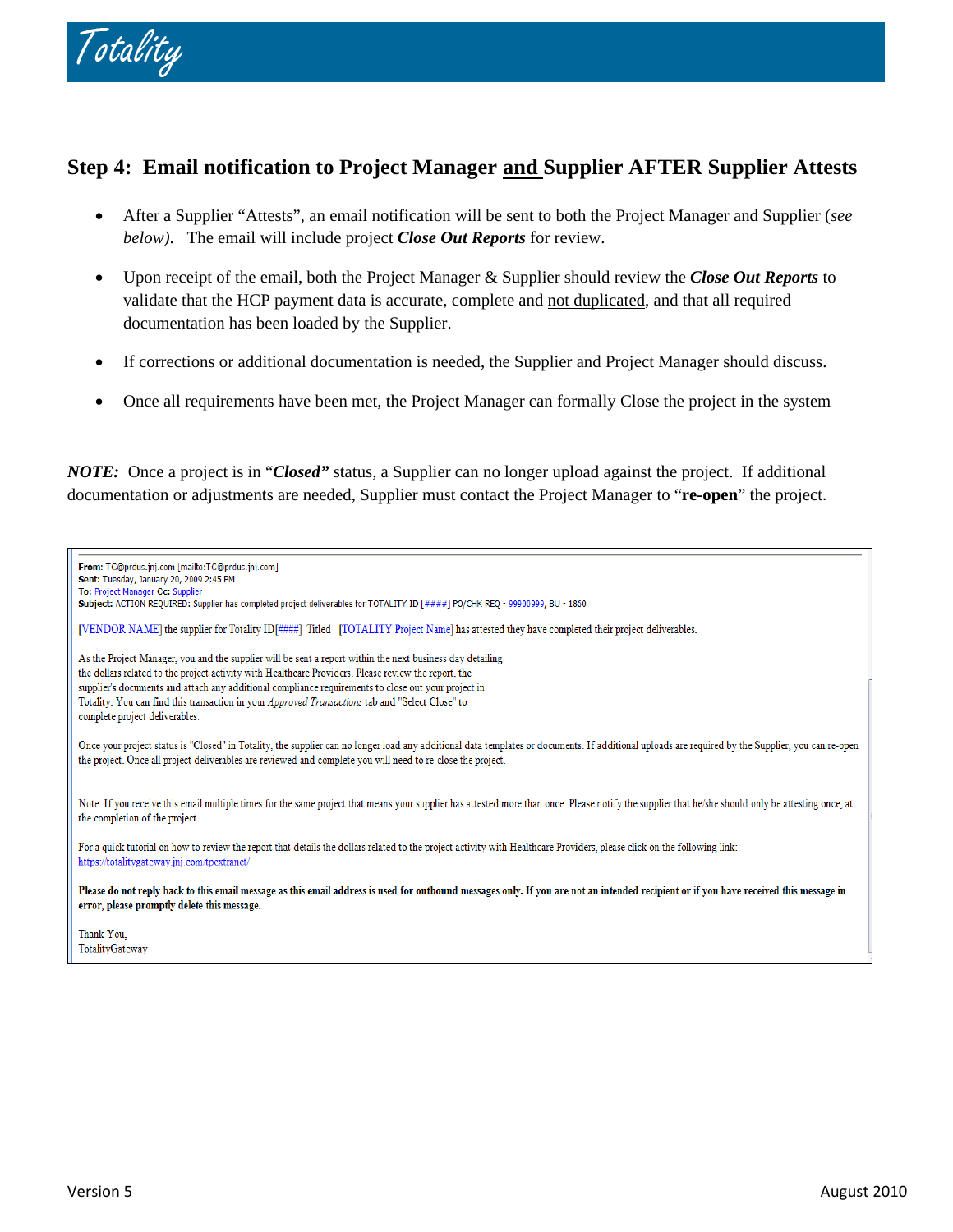Totality

## Step 4: Email notification to Project Manager and Supplier AFTER Supplier Attests

- After a Supplier "Attests", an email notification will be sent to both the Project Manager and Supplier (*see below*). The email will include project ***Close Out Reports*** for review.
- Upon receipt of the email, both the Project Manager & Supplier should review the ***Close Out Reports*** to validate that the HCP payment data is accurate, complete and not duplicated, and that all required documentation has been loaded by the Supplier.
- If corrections or additional documentation is needed, the Supplier and Project Manager should discuss.
- Once all requirements have been met, the Project Manager can formally Close the project in the system

***NOTE:*** Once a project is in "***Closed***" status, a Supplier can no longer upload against the project. If additional documentation or adjustments are needed, Supplier must contact the Project Manager to "**re-open**" the project.

**From:** TG@prdus.jnj.com [mailto:TG@prdus.jnj.com]
**Sent:** Tuesday, January 20, 2009 2:45 PM
**To:** Project Manager **Cc:** Supplier
**Subject:** ACTION REQUIRED: Supplier has completed project deliverables for TOTALITY ID [####] PO/CHK REQ - 99900999, BU - 1860

[VENDOR NAME] the supplier for Totality ID[####] Titled [TOTALITY Project Name] has attested they have completed their project deliverables.

As the Project Manager, you and the supplier will be sent a report within the next business day detailing the dollars related to the project activity with Healthcare Providers. Please review the report, the supplier's documents and attach any additional compliance requirements to close out your project in Totality. You can find this transaction in your *Approved Transactions* tab and "Select Close" to complete project deliverables.

Once your project status is "Closed" in Totality, the supplier can no longer load any additional data templates or documents. If additional uploads are required by the Supplier, you can re-open the project. Once all project deliverables are reviewed and complete you will need to re-close the project.

Note: If you receive this email multiple times for the same project that means your supplier has attested more than once. Please notify the supplier that he/she should only be attesting once, at the completion of the project.

For a quick tutorial on how to review the report that details the dollars related to the project activity with Healthcare Providers, please click on the following link:
https://totalitygateway.jnj.com/tpextranet/

**Please do not reply back to this email message as this email address is used for outbound messages only. If you are not an intended recipient or if you have received this message in error, please promptly delete this message.**

Thank You,
TotalityGateway

Version 5 August 2010